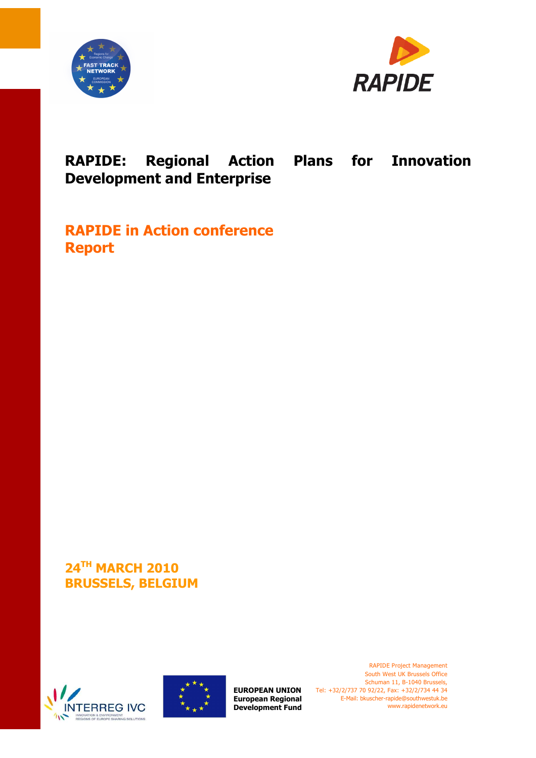# RAPIDE: Regional Action Plans for Innovation Development and Enterprise

## RAPIDE in Action conference Report

**24TH MARCH 2010**
**BRUSSELS, BELGIUM**

**EUROPEAN UNION**
**European Regional Development Fund**

RAPIDE Project Management
South West UK Brussels Office
Schuman 11, B-1040 Brussels,
Tel: +32/2/737 70 92/22, Fax: +32/2/734 44 34
E-Mail: bkuscher-rapide@southwestuk.be
www.rapidenetwork.eu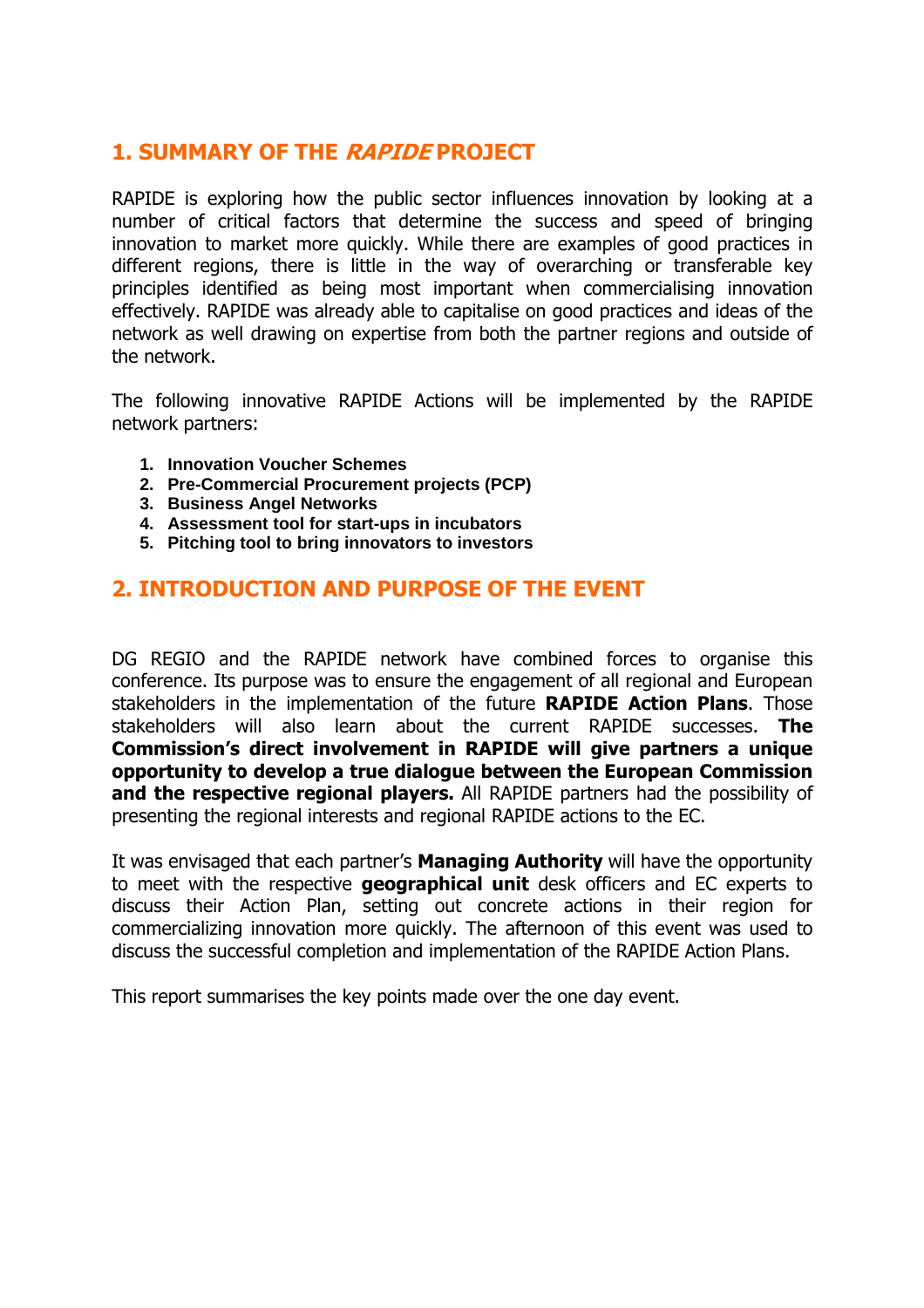## 1. SUMMARY OF THE *RAPIDE* PROJECT

RAPIDE is exploring how the public sector influences innovation by looking at a number of critical factors that determine the success and speed of bringing innovation to market more quickly. While there are examples of good practices in different regions, there is little in the way of overarching or transferable key principles identified as being most important when commercialising innovation effectively. RAPIDE was already able to capitalise on good practices and ideas of the network as well drawing on expertise from both the partner regions and outside of the network.

The following innovative RAPIDE Actions will be implemented by the RAPIDE network partners:

1. **Innovation Voucher Schemes**
2. **Pre-Commercial Procurement projects (PCP)**
3. **Business Angel Networks**
4. **Assessment tool for start-ups in incubators**
5. **Pitching tool to bring innovators to investors**

## 2. INTRODUCTION AND PURPOSE OF THE EVENT

DG REGIO and the RAPIDE network have combined forces to organise this conference. Its purpose was to ensure the engagement of all regional and European stakeholders in the implementation of the future **RAPIDE Action Plans**. Those stakeholders will also learn about the current RAPIDE successes. **The Commission's direct involvement in RAPIDE will give partners a unique opportunity to develop a true dialogue between the European Commission and the respective regional players.** All RAPIDE partners had the possibility of presenting the regional interests and regional RAPIDE actions to the EC.

It was envisaged that each partner's **Managing Authority** will have the opportunity to meet with the respective **geographical unit** desk officers and EC experts to discuss their Action Plan, setting out concrete actions in their region for commercializing innovation more quickly. The afternoon of this event was used to discuss the successful completion and implementation of the RAPIDE Action Plans.

This report summarises the key points made over the one day event.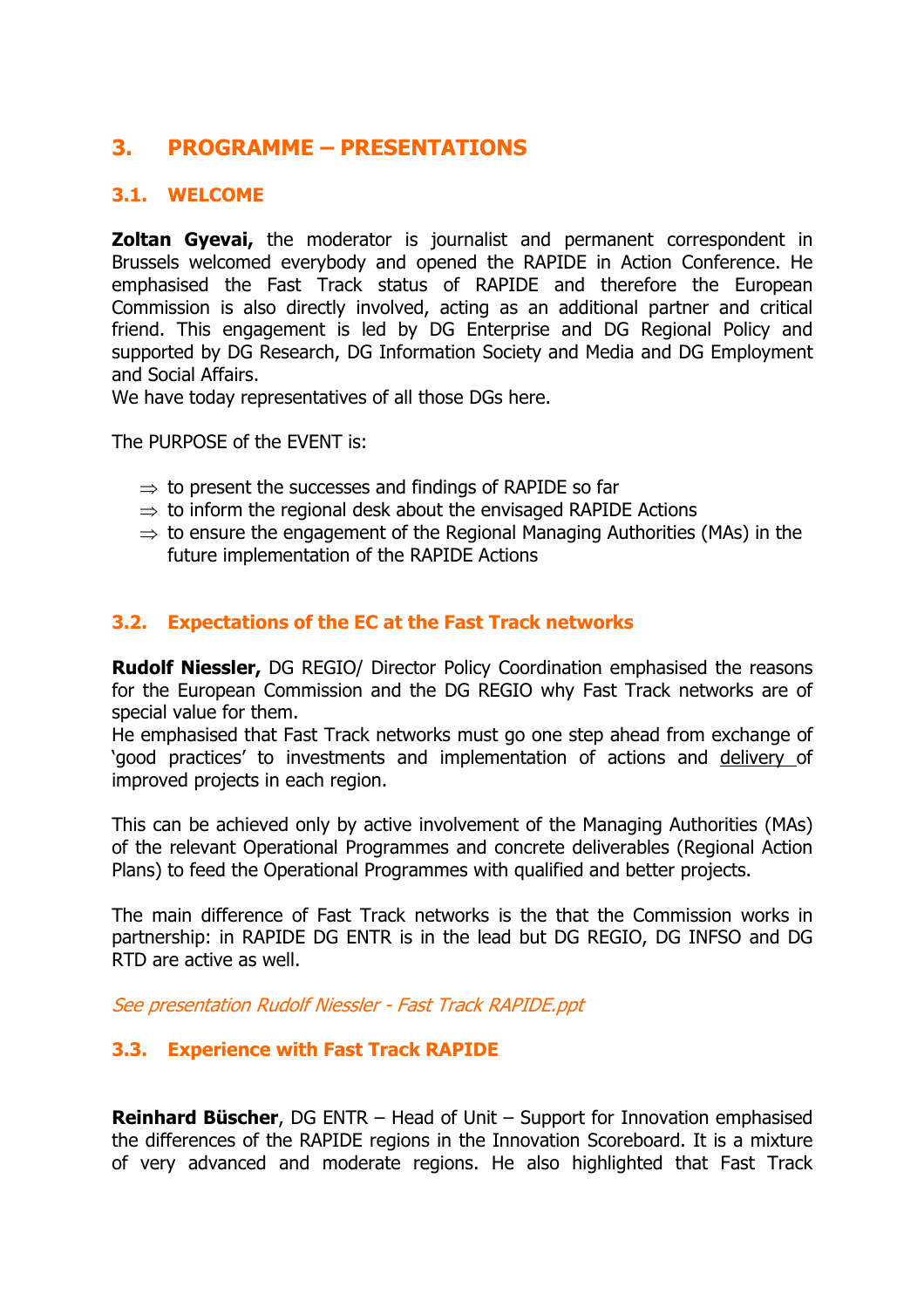## 3. PROGRAMME – PRESENTATIONS

### 3.1. WELCOME

**Zoltan Gyevai,** the moderator is journalist and permanent correspondent in Brussels welcomed everybody and opened the RAPIDE in Action Conference. He emphasised the Fast Track status of RAPIDE and therefore the European Commission is also directly involved, acting as an additional partner and critical friend. This engagement is led by DG Enterprise and DG Regional Policy and supported by DG Research, DG Information Society and Media and DG Employment and Social Affairs.
We have today representatives of all those DGs here.

The PURPOSE of the EVENT is:

- ⇒ to present the successes and findings of RAPIDE so far
- ⇒ to inform the regional desk about the envisaged RAPIDE Actions
- ⇒ to ensure the engagement of the Regional Managing Authorities (MAs) in the future implementation of the RAPIDE Actions

### 3.2. Expectations of the EC at the Fast Track networks

**Rudolf Niessler,** DG REGIO/ Director Policy Coordination emphasised the reasons for the European Commission and the DG REGIO why Fast Track networks are of special value for them.
He emphasised that Fast Track networks must go one step ahead from exchange of 'good practices' to investments and implementation of actions and delivery of improved projects in each region.

This can be achieved only by active involvement of the Managing Authorities (MAs) of the relevant Operational Programmes and concrete deliverables (Regional Action Plans) to feed the Operational Programmes with qualified and better projects.

The main difference of Fast Track networks is the that the Commission works in partnership: in RAPIDE DG ENTR is in the lead but DG REGIO, DG INFSO and DG RTD are active as well.

*See presentation Rudolf Niessler - Fast Track RAPIDE.ppt*

### 3.3. Experience with Fast Track RAPIDE

**Reinhard Büscher**, DG ENTR – Head of Unit – Support for Innovation emphasised the differences of the RAPIDE regions in the Innovation Scoreboard. It is a mixture of very advanced and moderate regions. He also highlighted that Fast Track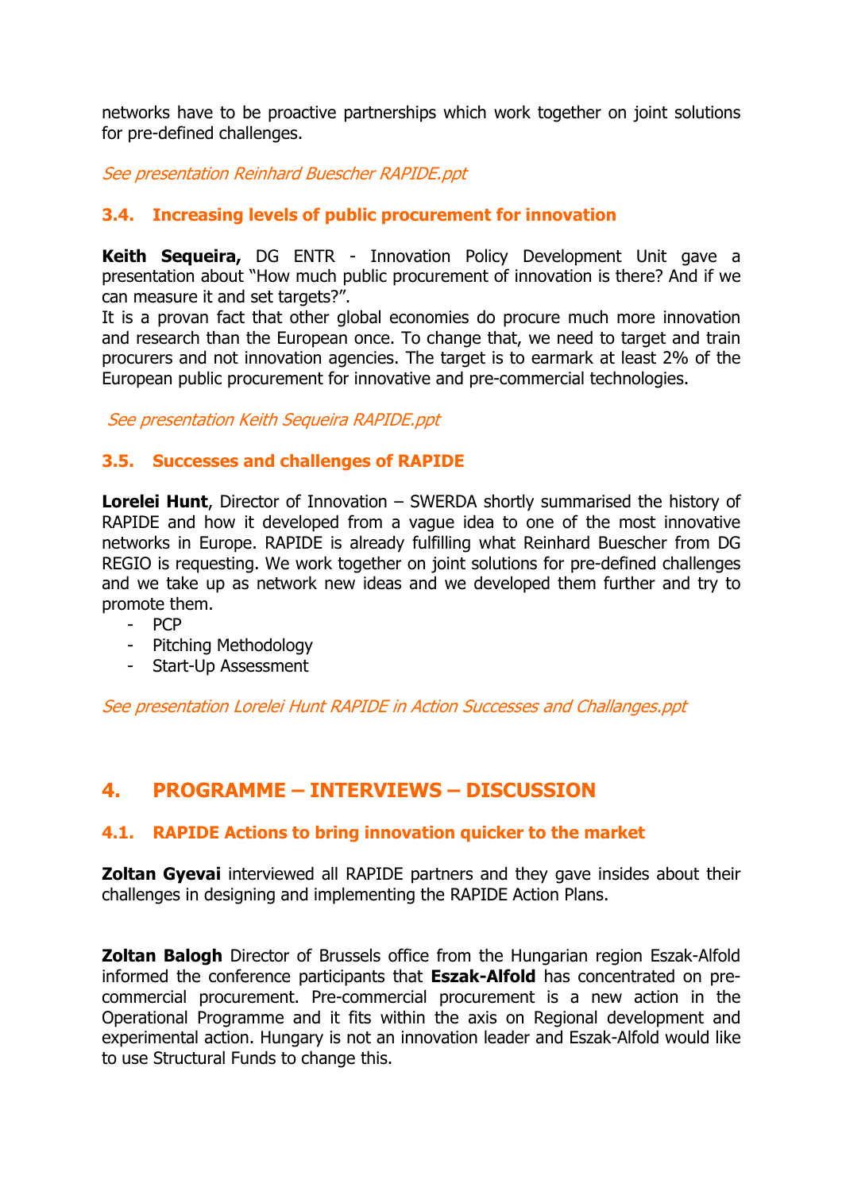networks have to be proactive partnerships which work together on joint solutions for pre-defined challenges.

*See presentation Reinhard Buescher RAPIDE.ppt*

### 3.4. Increasing levels of public procurement for innovation

**Keith Sequeira,** DG ENTR - Innovation Policy Development Unit gave a presentation about "How much public procurement of innovation is there? And if we can measure it and set targets?".

It is a provan fact that other global economies do procure much more innovation and research than the European once. To change that, we need to target and train procurers and not innovation agencies. The target is to earmark at least 2% of the European public procurement for innovative and pre-commercial technologies.

*See presentation Keith Sequeira RAPIDE.ppt*

### 3.5. Successes and challenges of RAPIDE

**Lorelei Hunt**, Director of Innovation – SWERDA shortly summarised the history of RAPIDE and how it developed from a vague idea to one of the most innovative networks in Europe. RAPIDE is already fulfilling what Reinhard Buescher from DG REGIO is requesting. We work together on joint solutions for pre-defined challenges and we take up as network new ideas and we developed them further and try to promote them.

- PCP
- Pitching Methodology
- Start-Up Assessment

*See presentation Lorelei Hunt RAPIDE in Action Successes and Challanges.ppt*

## 4. PROGRAMME – INTERVIEWS – DISCUSSION

### 4.1. RAPIDE Actions to bring innovation quicker to the market

**Zoltan Gyevai** interviewed all RAPIDE partners and they gave insides about their challenges in designing and implementing the RAPIDE Action Plans.

**Zoltan Balogh** Director of Brussels office from the Hungarian region Eszak-Alfold informed the conference participants that **Eszak-Alfold** has concentrated on pre-commercial procurement. Pre-commercial procurement is a new action in the Operational Programme and it fits within the axis on Regional development and experimental action. Hungary is not an innovation leader and Eszak-Alfold would like to use Structural Funds to change this.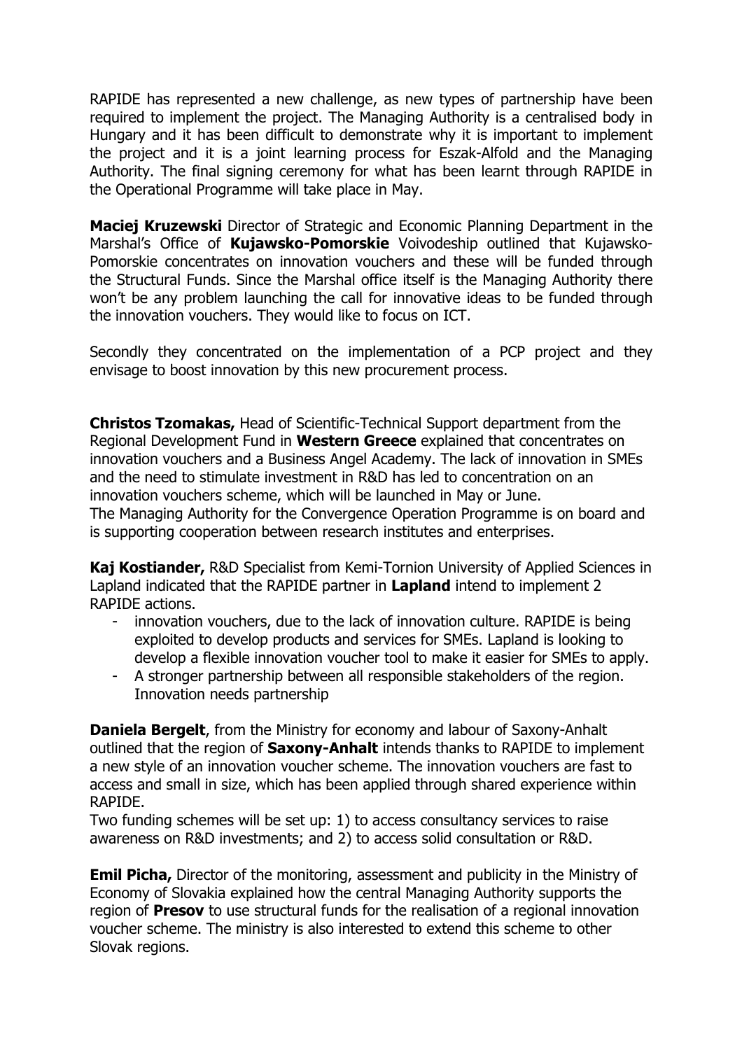RAPIDE has represented a new challenge, as new types of partnership have been required to implement the project. The Managing Authority is a centralised body in Hungary and it has been difficult to demonstrate why it is important to implement the project and it is a joint learning process for Eszak-Alfold and the Managing Authority. The final signing ceremony for what has been learnt through RAPIDE in the Operational Programme will take place in May.

**Maciej Kruzewski** Director of Strategic and Economic Planning Department in the Marshal's Office of **Kujawsko-Pomorskie** Voivodeship outlined that Kujawsko-Pomorskie concentrates on innovation vouchers and these will be funded through the Structural Funds. Since the Marshal office itself is the Managing Authority there won't be any problem launching the call for innovative ideas to be funded through the innovation vouchers. They would like to focus on ICT.

Secondly they concentrated on the implementation of a PCP project and they envisage to boost innovation by this new procurement process.

**Christos Tzomakas,** Head of Scientific-Technical Support department from the Regional Development Fund in **Western Greece** explained that concentrates on innovation vouchers and a Business Angel Academy. The lack of innovation in SMEs and the need to stimulate investment in R&D has led to concentration on an innovation vouchers scheme, which will be launched in May or June.
The Managing Authority for the Convergence Operation Programme is on board and is supporting cooperation between research institutes and enterprises.

**Kaj Kostiander,** R&D Specialist from Kemi-Tornion University of Applied Sciences in Lapland indicated that the RAPIDE partner in **Lapland** intend to implement 2 RAPIDE actions.

- innovation vouchers, due to the lack of innovation culture. RAPIDE is being exploited to develop products and services for SMEs. Lapland is looking to develop a flexible innovation voucher tool to make it easier for SMEs to apply.
- A stronger partnership between all responsible stakeholders of the region. Innovation needs partnership

**Daniela Bergelt**, from the Ministry for economy and labour of Saxony-Anhalt outlined that the region of **Saxony-Anhalt** intends thanks to RAPIDE to implement a new style of an innovation voucher scheme. The innovation vouchers are fast to access and small in size, which has been applied through shared experience within RAPIDE.
Two funding schemes will be set up: 1) to access consultancy services to raise awareness on R&D investments; and 2) to access solid consultation or R&D.

**Emil Picha,** Director of the monitoring, assessment and publicity in the Ministry of Economy of Slovakia explained how the central Managing Authority supports the region of **Presov** to use structural funds for the realisation of a regional innovation voucher scheme. The ministry is also interested to extend this scheme to other Slovak regions.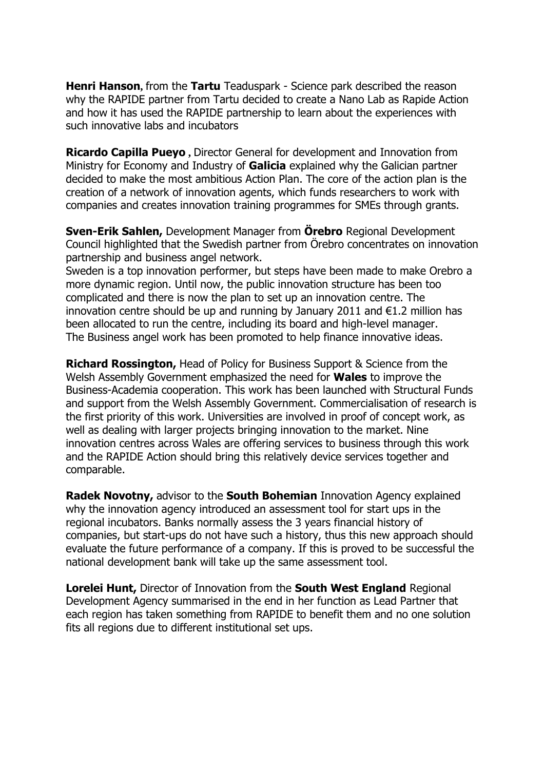**Henri Hanson**, from the **Tartu** Teaduspark - Science park described the reason why the RAPIDE partner from Tartu decided to create a Nano Lab as Rapide Action and how it has used the RAPIDE partnership to learn about the experiences with such innovative labs and incubators

**Ricardo Capilla Pueyo** , Director General for development and Innovation from Ministry for Economy and Industry of **Galicia** explained why the Galician partner decided to make the most ambitious Action Plan. The core of the action plan is the creation of a network of innovation agents, which funds researchers to work with companies and creates innovation training programmes for SMEs through grants.

**Sven-Erik Sahlen,** Development Manager from **Örebro** Regional Development Council highlighted that the Swedish partner from Örebro concentrates on innovation partnership and business angel network.
Sweden is a top innovation performer, but steps have been made to make Orebro a more dynamic region. Until now, the public innovation structure has been too complicated and there is now the plan to set up an innovation centre. The innovation centre should be up and running by January 2011 and €1.2 million has been allocated to run the centre, including its board and high-level manager.
The Business angel work has been promoted to help finance innovative ideas.

**Richard Rossington,** Head of Policy for Business Support & Science from the Welsh Assembly Government emphasized the need for **Wales** to improve the Business-Academia cooperation. This work has been launched with Structural Funds and support from the Welsh Assembly Government. Commercialisation of research is the first priority of this work. Universities are involved in proof of concept work, as well as dealing with larger projects bringing innovation to the market. Nine innovation centres across Wales are offering services to business through this work and the RAPIDE Action should bring this relatively device services together and comparable.

**Radek Novotny,** advisor to the **South Bohemian** Innovation Agency explained why the innovation agency introduced an assessment tool for start ups in the regional incubators. Banks normally assess the 3 years financial history of companies, but start-ups do not have such a history, thus this new approach should evaluate the future performance of a company. If this is proved to be successful the national development bank will take up the same assessment tool.

**Lorelei Hunt,** Director of Innovation from the **South West England** Regional Development Agency summarised in the end in her function as Lead Partner that each region has taken something from RAPIDE to benefit them and no one solution fits all regions due to different institutional set ups.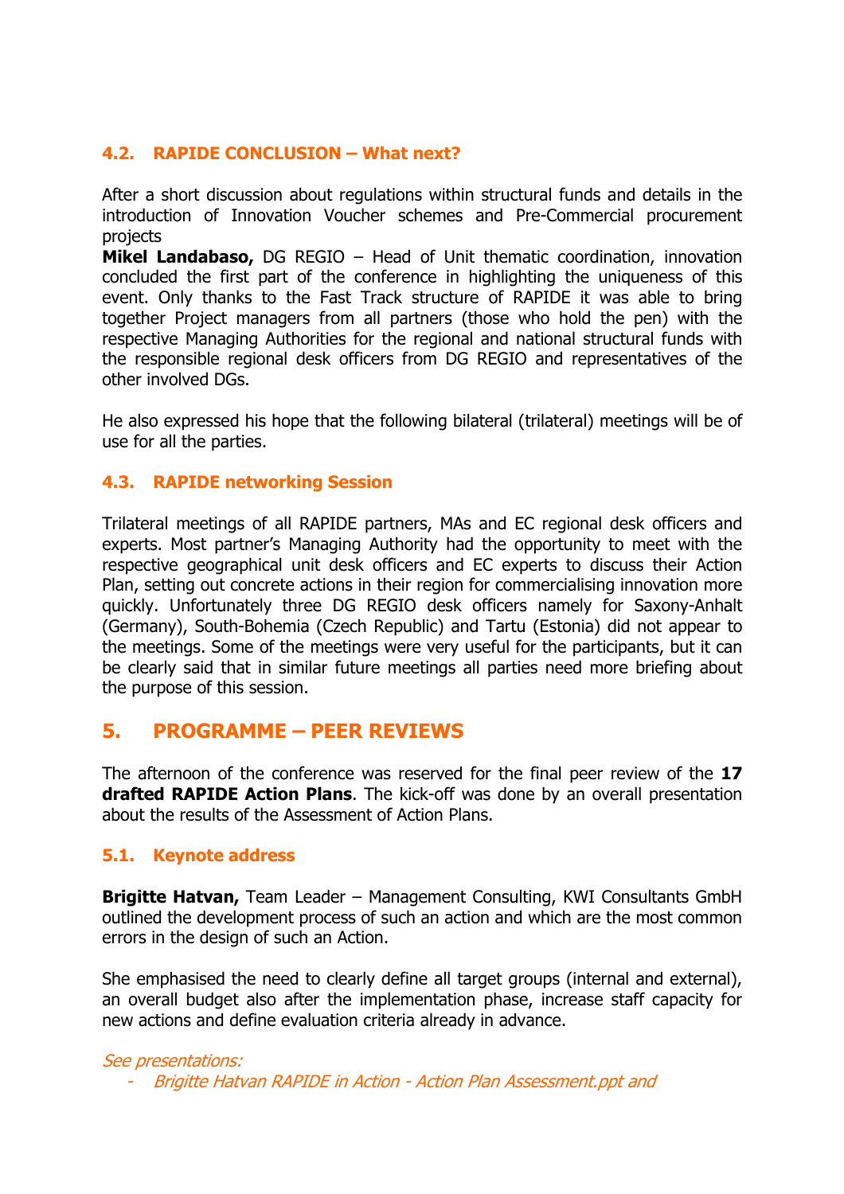### 4.2. RAPIDE CONCLUSION – What next?

After a short discussion about regulations within structural funds and details in the introduction of Innovation Voucher schemes and Pre-Commercial procurement projects
**Mikel Landabaso,** DG REGIO – Head of Unit thematic coordination, innovation concluded the first part of the conference in highlighting the uniqueness of this event. Only thanks to the Fast Track structure of RAPIDE it was able to bring together Project managers from all partners (those who hold the pen) with the respective Managing Authorities for the regional and national structural funds with the responsible regional desk officers from DG REGIO and representatives of the other involved DGs.

He also expressed his hope that the following bilateral (trilateral) meetings will be of use for all the parties.

### 4.3. RAPIDE networking Session

Trilateral meetings of all RAPIDE partners, MAs and EC regional desk officers and experts. Most partner's Managing Authority had the opportunity to meet with the respective geographical unit desk officers and EC experts to discuss their Action Plan, setting out concrete actions in their region for commercialising innovation more quickly. Unfortunately three DG REGIO desk officers namely for Saxony-Anhalt (Germany), South-Bohemia (Czech Republic) and Tartu (Estonia) did not appear to the meetings. Some of the meetings were very useful for the participants, but it can be clearly said that in similar future meetings all parties need more briefing about the purpose of this session.

## 5. PROGRAMME – PEER REVIEWS

The afternoon of the conference was reserved for the final peer review of the **17 drafted RAPIDE Action Plans**. The kick-off was done by an overall presentation about the results of the Assessment of Action Plans.

### 5.1. Keynote address

**Brigitte Hatvan,** Team Leader – Management Consulting, KWI Consultants GmbH outlined the development process of such an action and which are the most common errors in the design of such an Action.

She emphasised the need to clearly define all target groups (internal and external), an overall budget also after the implementation phase, increase staff capacity for new actions and define evaluation criteria already in advance.

*See presentations:*

- *Brigitte Hatvan RAPIDE in Action - Action Plan Assessment.ppt and*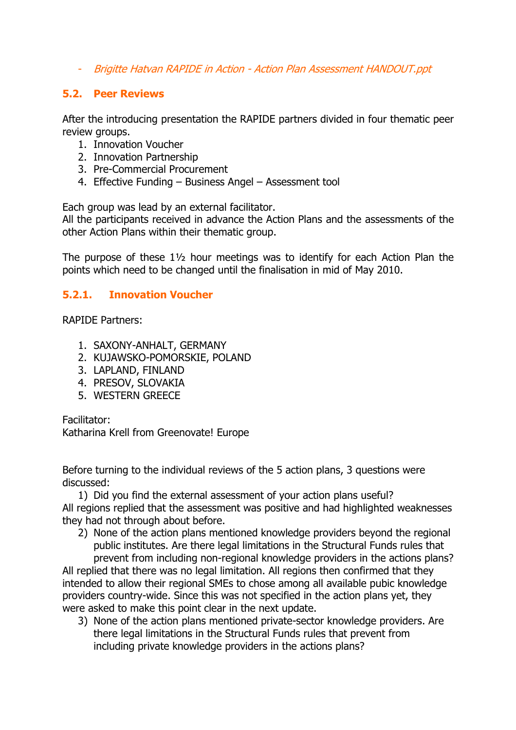- *Brigitte Hatvan RAPIDE in Action - Action Plan Assessment HANDOUT.ppt*

### 5.2. Peer Reviews

After the introducing presentation the RAPIDE partners divided in four thematic peer review groups.

1. Innovation Voucher
2. Innovation Partnership
3. Pre-Commercial Procurement
4. Effective Funding – Business Angel – Assessment tool

Each group was lead by an external facilitator.
All the participants received in advance the Action Plans and the assessments of the other Action Plans within their thematic group.

The purpose of these 1½ hour meetings was to identify for each Action Plan the points which need to be changed until the finalisation in mid of May 2010.

#### 5.2.1. Innovation Voucher

RAPIDE Partners:

1. SAXONY-ANHALT, GERMANY
2. KUJAWSKO-POMORSKIE, POLAND
3. LAPLAND, FINLAND
4. PRESOV, SLOVAKIA
5. WESTERN GREECE

Facilitator:
Katharina Krell from Greenovate! Europe

Before turning to the individual reviews of the 5 action plans, 3 questions were discussed:

1) Did you find the external assessment of your action plans useful?

All regions replied that the assessment was positive and had highlighted weaknesses they had not through about before.

2) None of the action plans mentioned knowledge providers beyond the regional public institutes. Are there legal limitations in the Structural Funds rules that prevent from including non-regional knowledge providers in the actions plans?

All replied that there was no legal limitation. All regions then confirmed that they intended to allow their regional SMEs to chose among all available pubic knowledge providers country-wide. Since this was not specified in the action plans yet, they were asked to make this point clear in the next update.

3) None of the action plans mentioned private-sector knowledge providers. Are there legal limitations in the Structural Funds rules that prevent from including private knowledge providers in the actions plans?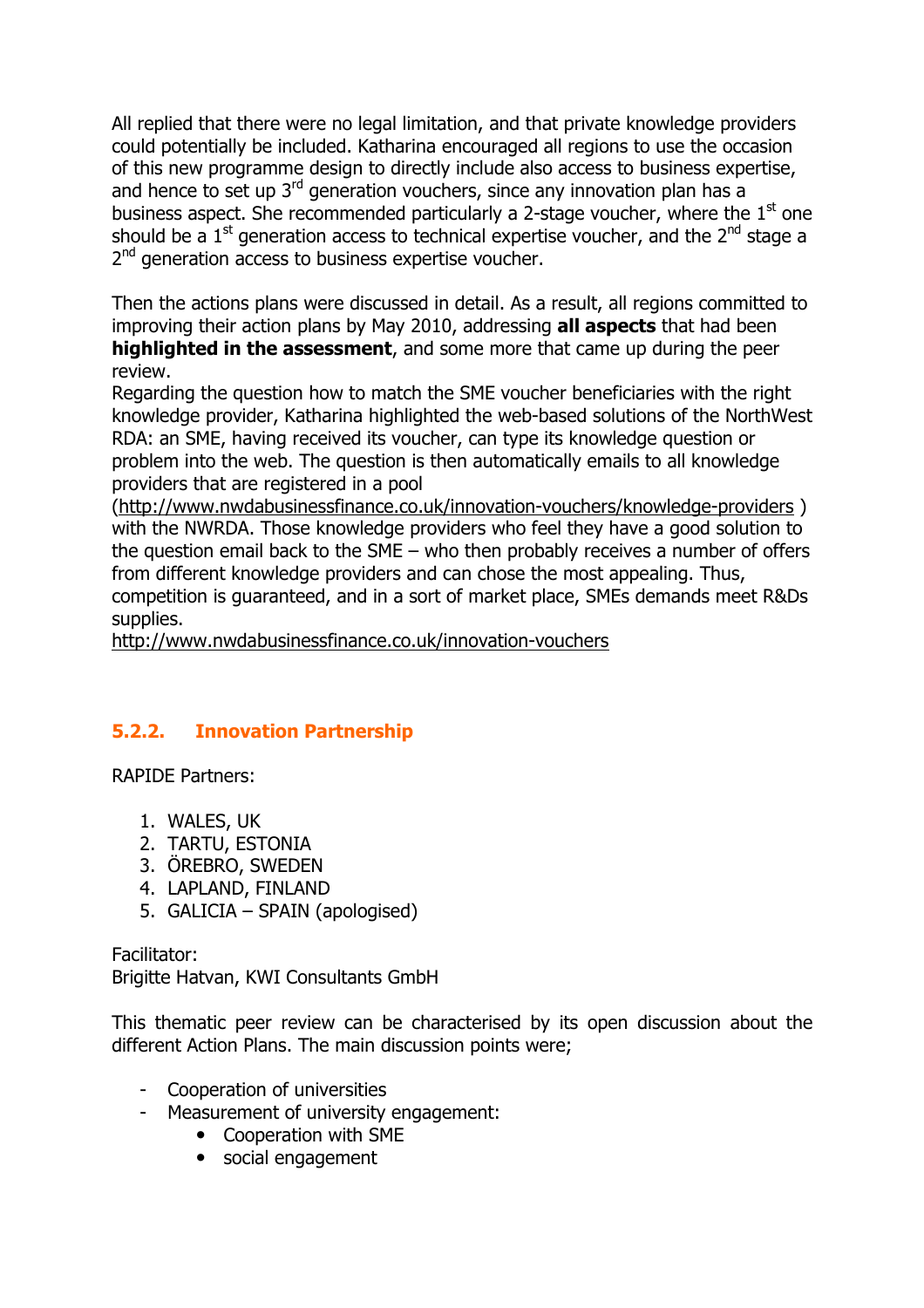All replied that there were no legal limitation, and that private knowledge providers could potentially be included. Katharina encouraged all regions to use the occasion of this new programme design to directly include also access to business expertise, and hence to set up 3rd generation vouchers, since any innovation plan has a business aspect. She recommended particularly a 2-stage voucher, where the 1st one should be a 1st generation access to technical expertise voucher, and the 2nd stage a 2nd generation access to business expertise voucher.

Then the actions plans were discussed in detail. As a result, all regions committed to improving their action plans by May 2010, addressing **all aspects** that had been **highlighted in the assessment**, and some more that came up during the peer review.

Regarding the question how to match the SME voucher beneficiaries with the right knowledge provider, Katharina highlighted the web-based solutions of the NorthWest RDA: an SME, having received its voucher, can type its knowledge question or problem into the web. The question is then automatically emails to all knowledge providers that are registered in a pool (http://www.nwdabusinessfinance.co.uk/innovation-vouchers/knowledge-providers ) with the NWRDA. Those knowledge providers who feel they have a good solution to the question email back to the SME – who then probably receives a number of offers from different knowledge providers and can chose the most appealing. Thus, competition is guaranteed, and in a sort of market place, SMEs demands meet R&Ds supplies.
http://www.nwdabusinessfinance.co.uk/innovation-vouchers

### 5.2.2. Innovation Partnership

RAPIDE Partners:

1. WALES, UK
2. TARTU, ESTONIA
3. ÖREBRO, SWEDEN
4. LAPLAND, FINLAND
5. GALICIA – SPAIN (apologised)

Facilitator:
Brigitte Hatvan, KWI Consultants GmbH

This thematic peer review can be characterised by its open discussion about the different Action Plans. The main discussion points were;

- Cooperation of universities
- Measurement of university engagement:
  - Cooperation with SME
  - social engagement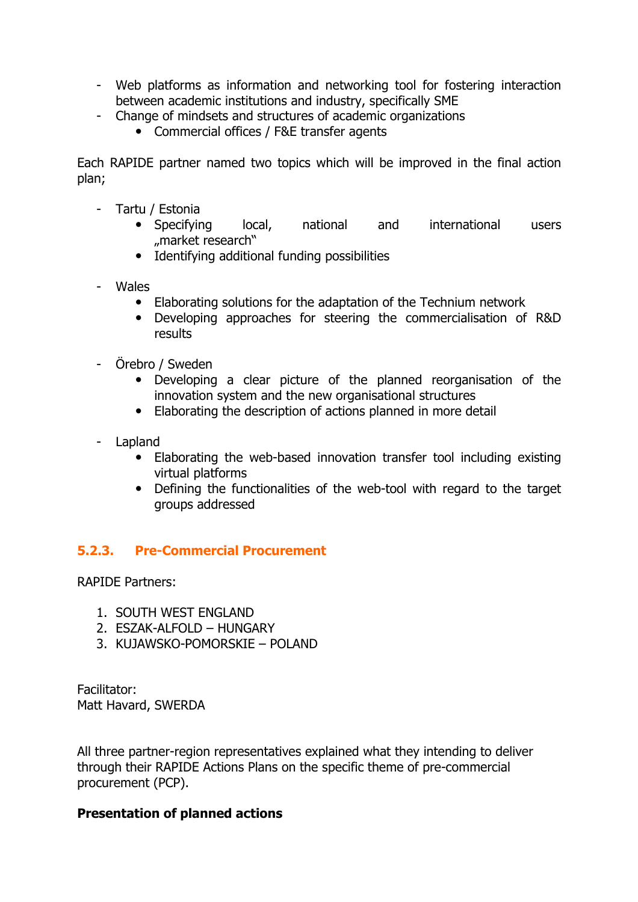- Web platforms as information and networking tool for fostering interaction between academic institutions and industry, specifically SME
- Change of mindsets and structures of academic organizations
    - Commercial offices / F&E transfer agents

Each RAPIDE partner named two topics which will be improved in the final action plan;

- Tartu / Estonia
    - Specifying local, national and international users „market research"
    - Identifying additional funding possibilities

- Wales
    - Elaborating solutions for the adaptation of the Technium network
    - Developing approaches for steering the commercialisation of R&D results

- Örebro / Sweden
    - Developing a clear picture of the planned reorganisation of the innovation system and the new organisational structures
    - Elaborating the description of actions planned in more detail

- Lapland
    - Elaborating the web-based innovation transfer tool including existing virtual platforms
    - Defining the functionalities of the web-tool with regard to the target groups addressed

### 5.2.3. Pre-Commercial Procurement

RAPIDE Partners:

1. SOUTH WEST ENGLAND
2. ESZAK-ALFOLD – HUNGARY
3. KUJAWSKO-POMORSKIE – POLAND

Facilitator:
Matt Havard, SWERDA

All three partner-region representatives explained what they intending to deliver through their RAPIDE Actions Plans on the specific theme of pre-commercial procurement (PCP).

**Presentation of planned actions**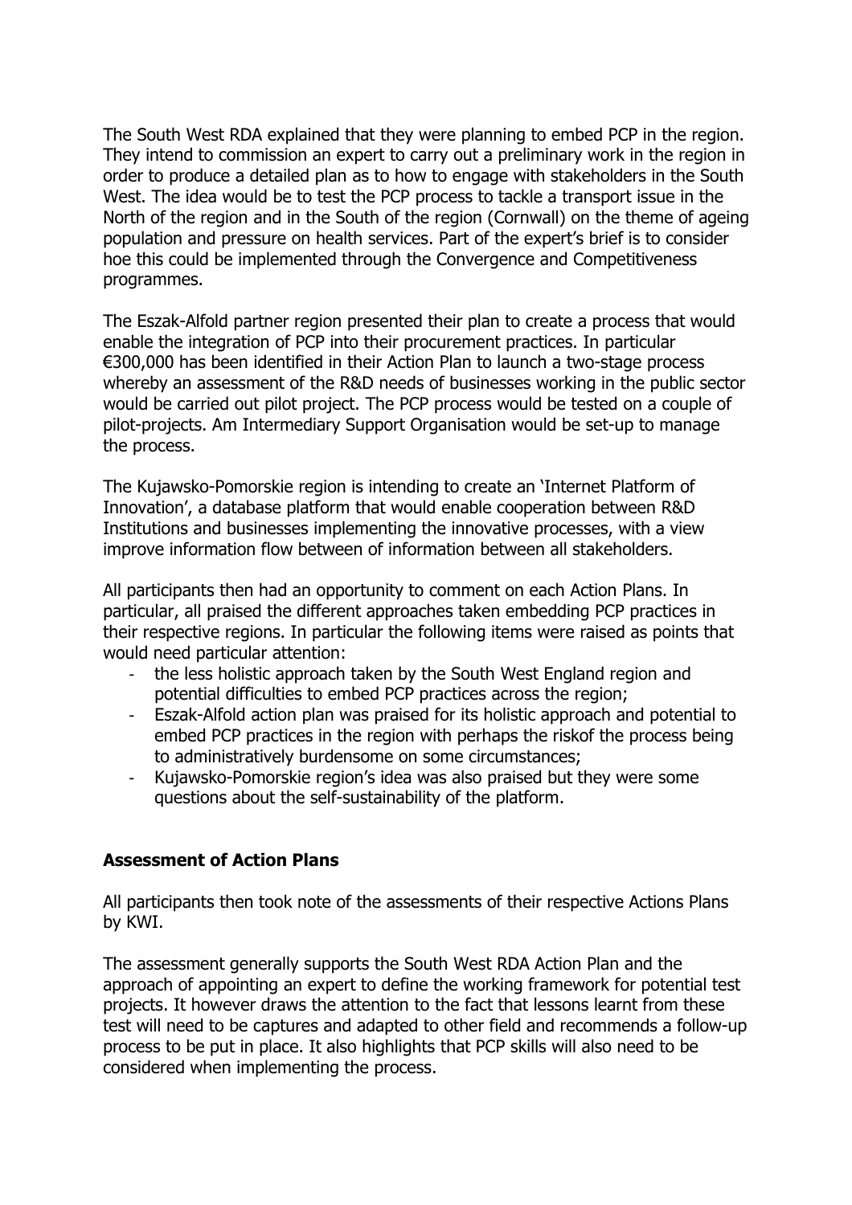The South West RDA explained that they were planning to embed PCP in the region. They intend to commission an expert to carry out a preliminary work in the region in order to produce a detailed plan as to how to engage with stakeholders in the South West. The idea would be to test the PCP process to tackle a transport issue in the North of the region and in the South of the region (Cornwall) on the theme of ageing population and pressure on health services. Part of the expert's brief is to consider hoe this could be implemented through the Convergence and Competitiveness programmes.

The Eszak-Alfold partner region presented their plan to create a process that would enable the integration of PCP into their procurement practices. In particular €300,000 has been identified in their Action Plan to launch a two-stage process whereby an assessment of the R&D needs of businesses working in the public sector would be carried out pilot project. The PCP process would be tested on a couple of pilot-projects. Am Intermediary Support Organisation would be set-up to manage the process.

The Kujawsko-Pomorskie region is intending to create an 'Internet Platform of Innovation', a database platform that would enable cooperation between R&D Institutions and businesses implementing the innovative processes, with a view improve information flow between of information between all stakeholders.

All participants then had an opportunity to comment on each Action Plans. In particular, all praised the different approaches taken embedding PCP practices in their respective regions. In particular the following items were raised as points that would need particular attention:

- the less holistic approach taken by the South West England region and potential difficulties to embed PCP practices across the region;
- Eszak-Alfold action plan was praised for its holistic approach and potential to embed PCP practices in the region with perhaps the riskof the process being to administratively burdensome on some circumstances;
- Kujawsko-Pomorskie region's idea was also praised but they were some questions about the self-sustainability of the platform.

**Assessment of Action Plans**

All participants then took note of the assessments of their respective Actions Plans by KWI.

The assessment generally supports the South West RDA Action Plan and the approach of appointing an expert to define the working framework for potential test projects. It however draws the attention to the fact that lessons learnt from these test will need to be captures and adapted to other field and recommends a follow-up process to be put in place. It also highlights that PCP skills will also need to be considered when implementing the process.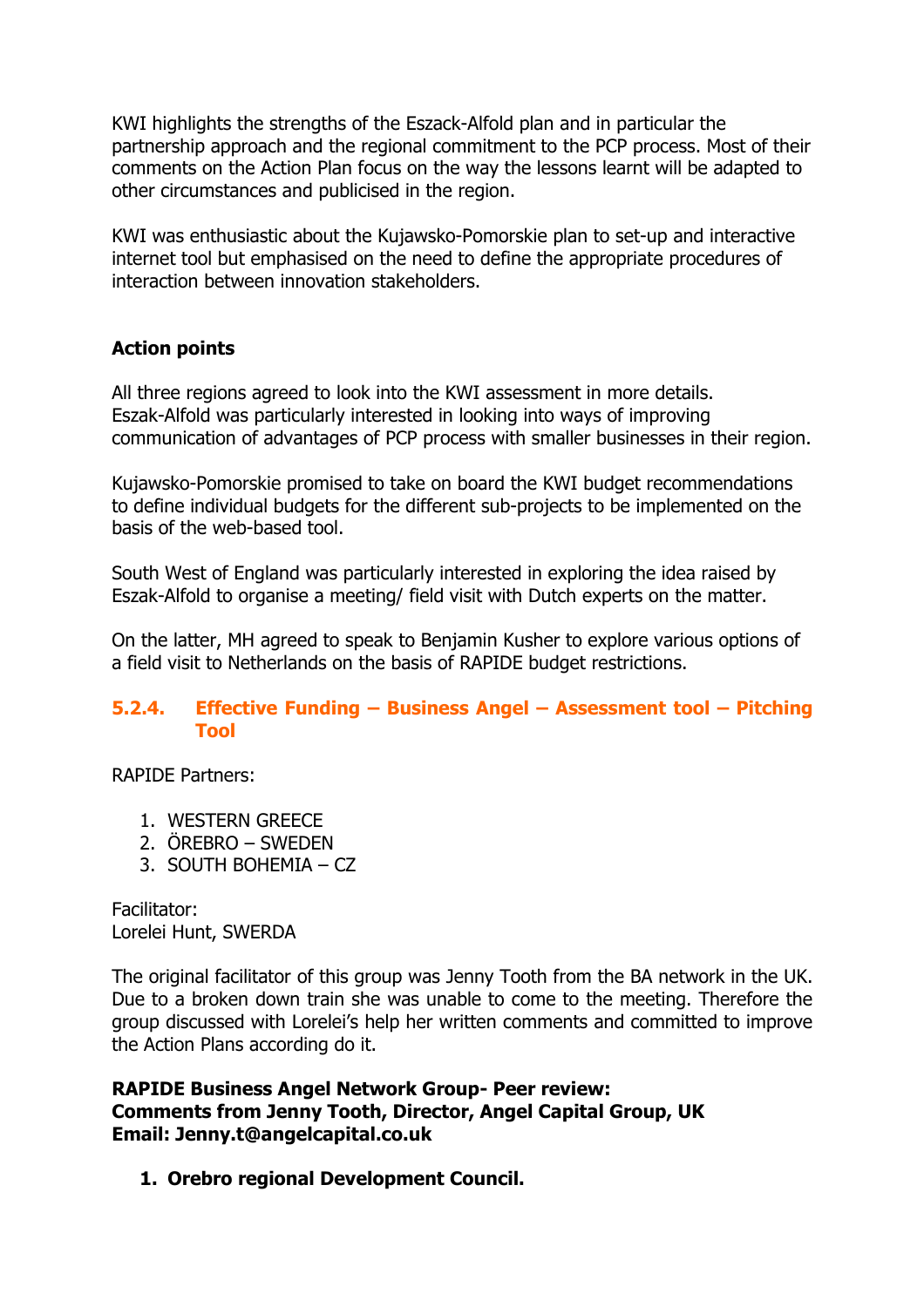KWI highlights the strengths of the Eszack-Alfold plan and in particular the partnership approach and the regional commitment to the PCP process. Most of their comments on the Action Plan focus on the way the lessons learnt will be adapted to other circumstances and publicised in the region.

KWI was enthusiastic about the Kujawsko-Pomorskie plan to set-up and interactive internet tool but emphasised on the need to define the appropriate procedures of interaction between innovation stakeholders.

**Action points**

All three regions agreed to look into the KWI assessment in more details. Eszak-Alfold was particularly interested in looking into ways of improving communication of advantages of PCP process with smaller businesses in their region.

Kujawsko-Pomorskie promised to take on board the KWI budget recommendations to define individual budgets for the different sub-projects to be implemented on the basis of the web-based tool.

South West of England was particularly interested in exploring the idea raised by Eszak-Alfold to organise a meeting/ field visit with Dutch experts on the matter.

On the latter, MH agreed to speak to Benjamin Kusher to explore various options of a field visit to Netherlands on the basis of RAPIDE budget restrictions.

### 5.2.4. Effective Funding – Business Angel – Assessment tool – Pitching Tool

RAPIDE Partners:

1. WESTERN GREECE
2. ÖREBRO – SWEDEN
3. SOUTH BOHEMIA – CZ

Facilitator:
Lorelei Hunt, SWERDA

The original facilitator of this group was Jenny Tooth from the BA network in the UK. Due to a broken down train she was unable to come to the meeting. Therefore the group discussed with Lorelei's help her written comments and committed to improve the Action Plans according do it.

**RAPIDE Business Angel Network Group- Peer review:**
**Comments from Jenny Tooth, Director, Angel Capital Group, UK**
**Email: Jenny.t@angelcapital.co.uk**

1. **Orebro regional Development Council.**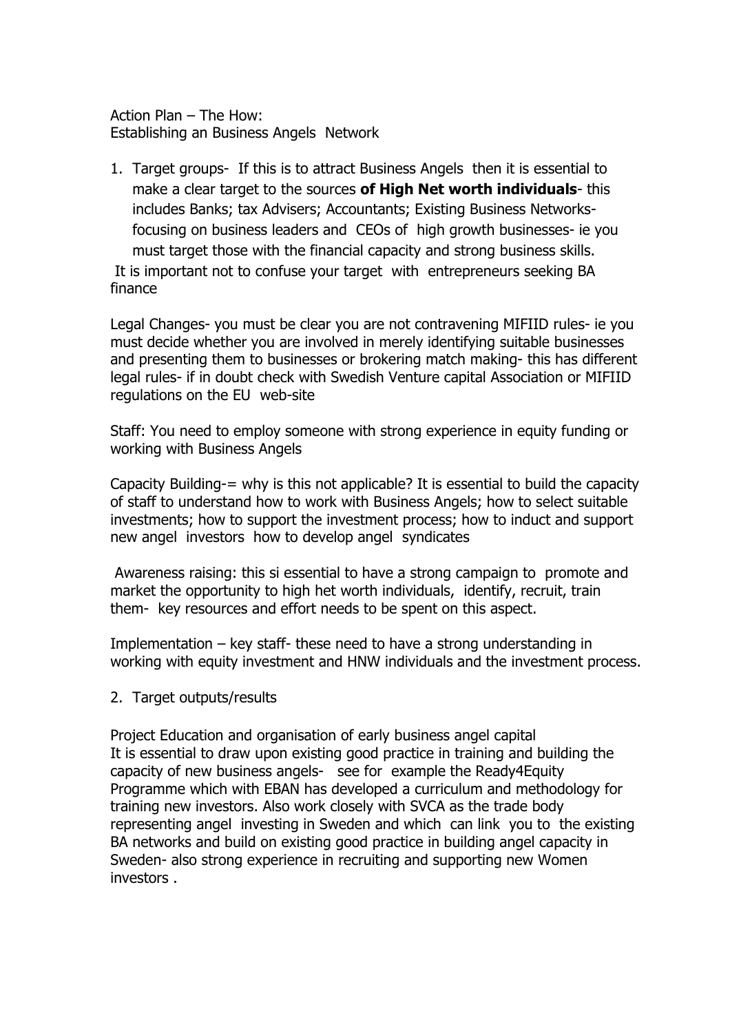Action Plan – The How:
Establishing an Business Angels Network

1. Target groups- If this is to attract Business Angels then it is essential to make a clear target to the sources **of High Net worth individuals**- this includes Banks; tax Advisers; Accountants; Existing Business Networks- focusing on business leaders and CEOs of high growth businesses- ie you must target those with the financial capacity and strong business skills.

It is important not to confuse your target with entrepreneurs seeking BA finance

Legal Changes- you must be clear you are not contravening MIFIID rules- ie you must decide whether you are involved in merely identifying suitable businesses and presenting them to businesses or brokering match making- this has different legal rules- if in doubt check with Swedish Venture capital Association or MIFIID regulations on the EU web-site

Staff: You need to employ someone with strong experience in equity funding or working with Business Angels

Capacity Building-= why is this not applicable? It is essential to build the capacity of staff to understand how to work with Business Angels; how to select suitable investments; how to support the investment process; how to induct and support new angel investors how to develop angel syndicates

Awareness raising: this si essential to have a strong campaign to promote and market the opportunity to high het worth individuals, identify, recruit, train them- key resources and effort needs to be spent on this aspect.

Implementation – key staff- these need to have a strong understanding in working with equity investment and HNW individuals and the investment process.

2. Target outputs/results

Project Education and organisation of early business angel capital
It is essential to draw upon existing good practice in training and building the capacity of new business angels- see for example the Ready4Equity Programme which with EBAN has developed a curriculum and methodology for training new investors. Also work closely with SVCA as the trade body representing angel investing in Sweden and which can link you to the existing BA networks and build on existing good practice in building angel capacity in Sweden- also strong experience in recruiting and supporting new Women investors .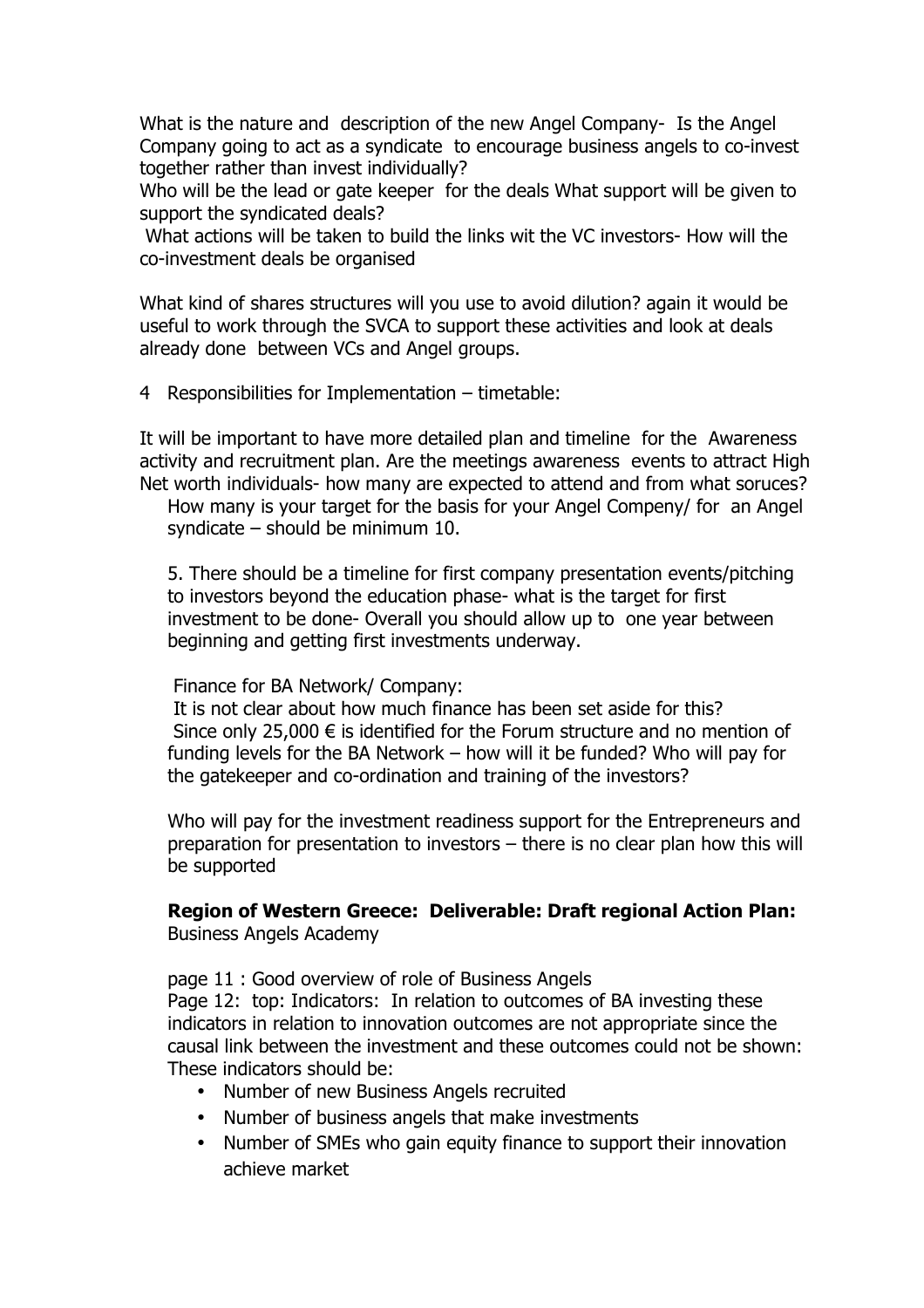What is the nature and description of the new Angel Company- Is the Angel Company going to act as a syndicate to encourage business angels to co-invest together rather than invest individually?
Who will be the lead or gate keeper for the deals What support will be given to support the syndicated deals?
What actions will be taken to build the links wit the VC investors- How will the co-investment deals be organised

What kind of shares structures will you use to avoid dilution? again it would be useful to work through the SVCA to support these activities and look at deals already done between VCs and Angel groups.

4 Responsibilities for Implementation – timetable:

It will be important to have more detailed plan and timeline for the Awareness activity and recruitment plan. Are the meetings awareness events to attract High Net worth individuals- how many are expected to attend and from what soruces? How many is your target for the basis for your Angel Compeny/ for an Angel syndicate – should be minimum 10.

5. There should be a timeline for first company presentation events/pitching to investors beyond the education phase- what is the target for first investment to be done- Overall you should allow up to one year between beginning and getting first investments underway.

Finance for BA Network/ Company:
It is not clear about how much finance has been set aside for this?
Since only 25,000 € is identified for the Forum structure and no mention of funding levels for the BA Network – how will it be funded? Who will pay for the gatekeeper and co-ordination and training of the investors?

Who will pay for the investment readiness support for the Entrepreneurs and preparation for presentation to investors – there is no clear plan how this will be supported

**Region of Western Greece: Deliverable: Draft regional Action Plan:**
Business Angels Academy

page 11 : Good overview of role of Business Angels
Page 12: top: Indicators: In relation to outcomes of BA investing these indicators in relation to innovation outcomes are not appropriate since the causal link between the investment and these outcomes could not be shown: These indicators should be:

- Number of new Business Angels recruited
- Number of business angels that make investments
- Number of SMEs who gain equity finance to support their innovation achieve market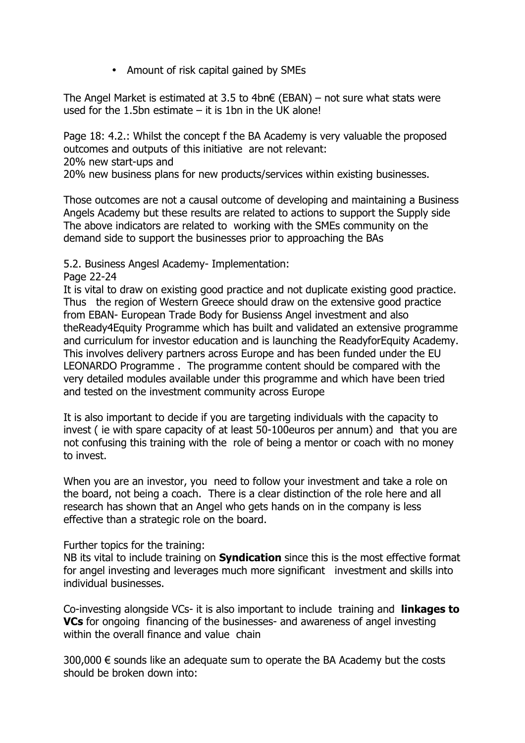- Amount of risk capital gained by SMEs

The Angel Market is estimated at 3.5 to 4bn€ (EBAN) – not sure what stats were used for the 1.5bn estimate – it is 1bn in the UK alone!

Page 18: 4.2.: Whilst the concept f the BA Academy is very valuable the proposed outcomes and outputs of this initiative are not relevant:
20% new start-ups and
20% new business plans for new products/services within existing businesses.

Those outcomes are not a causal outcome of developing and maintaining a Business Angels Academy but these results are related to actions to support the Supply side The above indicators are related to working with the SMEs community on the demand side to support the businesses prior to approaching the BAs

5.2. Business Angesl Academy- Implementation:
Page 22-24
It is vital to draw on existing good practice and not duplicate existing good practice. Thus the region of Western Greece should draw on the extensive good practice from EBAN- European Trade Body for Busienss Angel investment and also theReady4Equity Programme which has built and validated an extensive programme and curriculum for investor education and is launching the ReadyforEquity Academy. This involves delivery partners across Europe and has been funded under the EU LEONARDO Programme . The programme content should be compared with the very detailed modules available under this programme and which have been tried and tested on the investment community across Europe

It is also important to decide if you are targeting individuals with the capacity to invest ( ie with spare capacity of at least 50-100euros per annum) and that you are not confusing this training with the role of being a mentor or coach with no money to invest.

When you are an investor, you need to follow your investment and take a role on the board, not being a coach. There is a clear distinction of the role here and all research has shown that an Angel who gets hands on in the company is less effective than a strategic role on the board.

Further topics for the training:
NB its vital to include training on **Syndication** since this is the most effective format for angel investing and leverages much more significant investment and skills into individual businesses.

Co-investing alongside VCs- it is also important to include training and **linkages to VCs** for ongoing financing of the businesses- and awareness of angel investing within the overall finance and value chain

300,000 € sounds like an adequate sum to operate the BA Academy but the costs should be broken down into: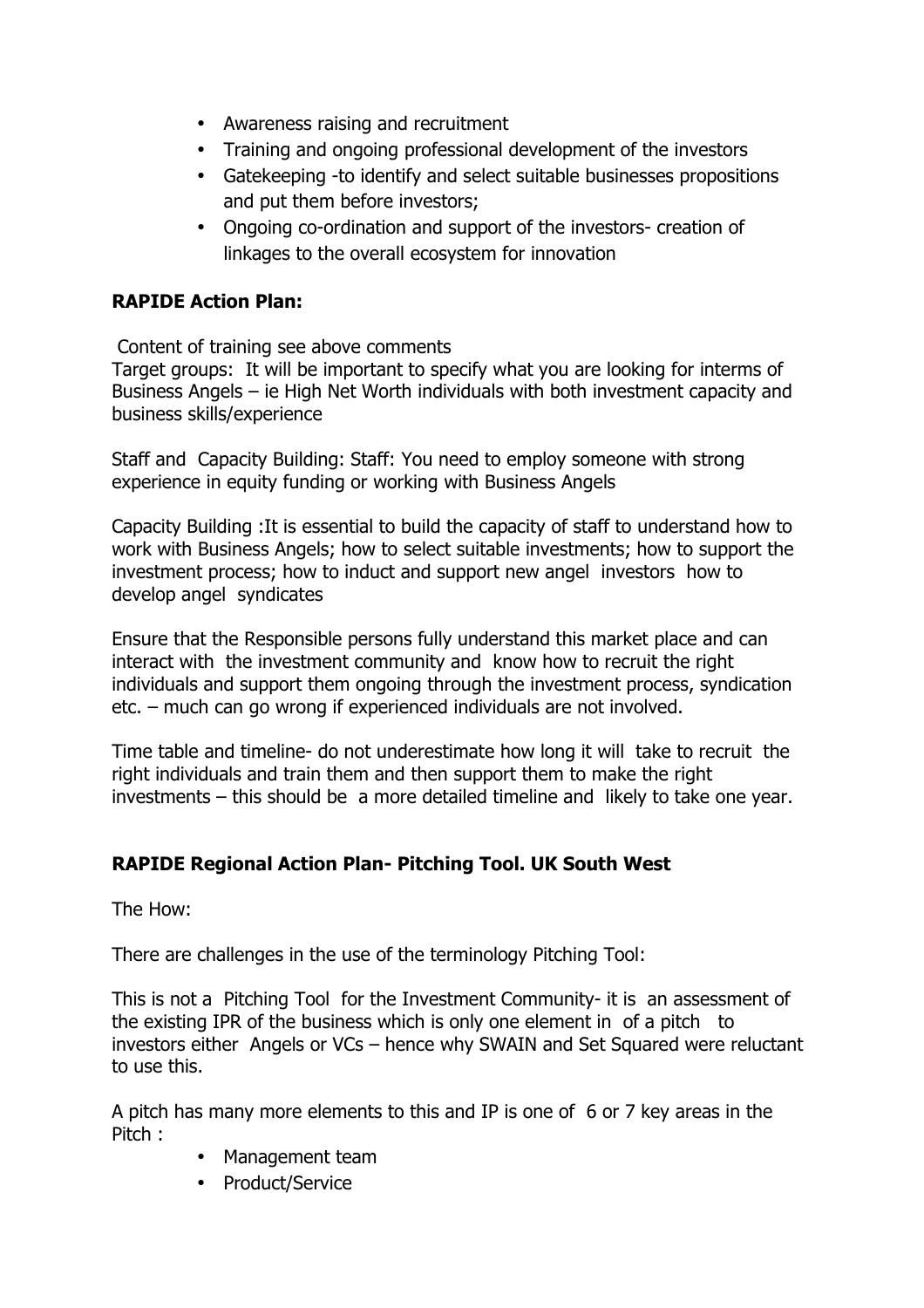- Awareness raising and recruitment
- Training and ongoing professional development of the investors
- Gatekeeping -to identify and select suitable businesses propositions and put them before investors;
- Ongoing co-ordination and support of the investors- creation of linkages to the overall ecosystem for innovation

**RAPIDE Action Plan:**

Content of training see above comments
Target groups: It will be important to specify what you are looking for interms of Business Angels – ie High Net Worth individuals with both investment capacity and business skills/experience

Staff and Capacity Building: Staff: You need to employ someone with strong experience in equity funding or working with Business Angels

Capacity Building :It is essential to build the capacity of staff to understand how to work with Business Angels; how to select suitable investments; how to support the investment process; how to induct and support new angel investors how to develop angel syndicates

Ensure that the Responsible persons fully understand this market place and can interact with the investment community and know how to recruit the right individuals and support them ongoing through the investment process, syndication etc. – much can go wrong if experienced individuals are not involved.

Time table and timeline- do not underestimate how long it will take to recruit the right individuals and train them and then support them to make the right investments – this should be a more detailed timeline and likely to take one year.

**RAPIDE Regional Action Plan- Pitching Tool. UK South West**

The How:

There are challenges in the use of the terminology Pitching Tool:

This is not a Pitching Tool for the Investment Community- it is an assessment of the existing IPR of the business which is only one element in of a pitch to investors either Angels or VCs – hence why SWAIN and Set Squared were reluctant to use this.

A pitch has many more elements to this and IP is one of 6 or 7 key areas in the Pitch :

- Management team
- Product/Service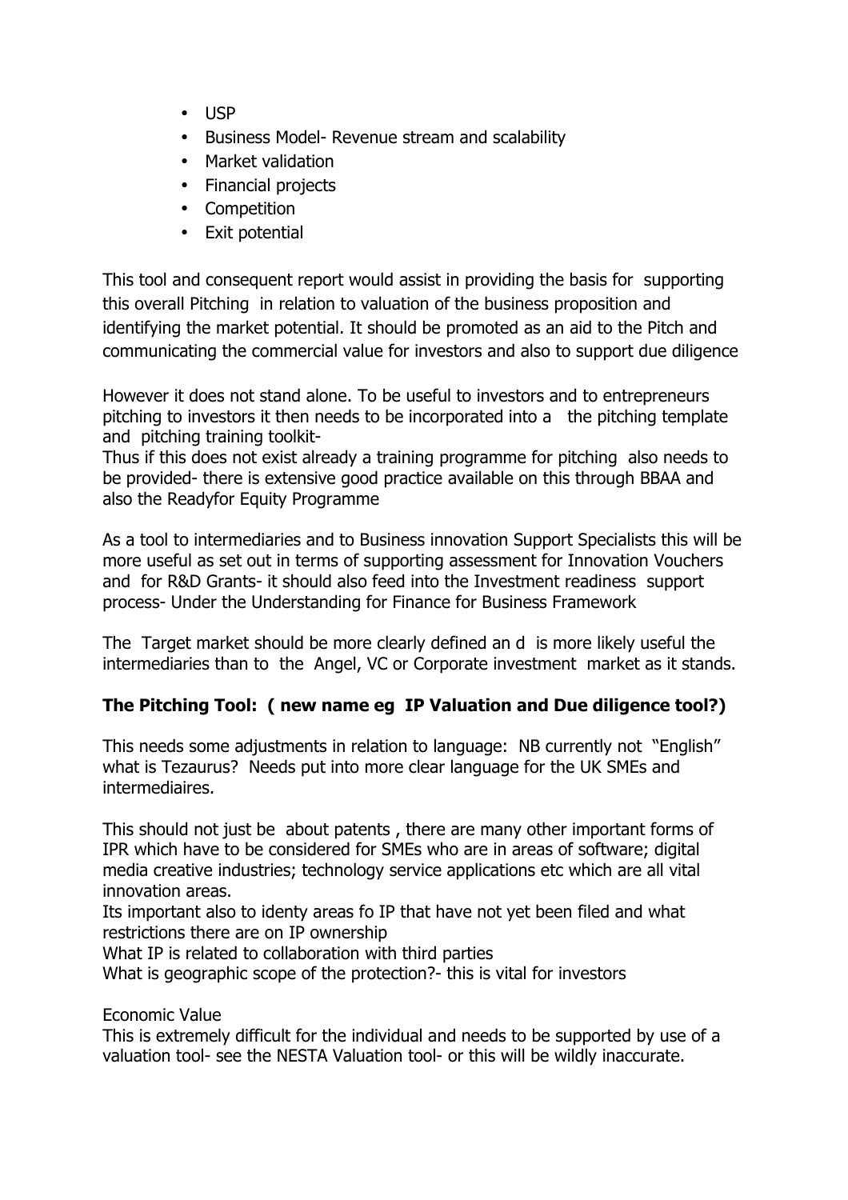- USP
- Business Model- Revenue stream and scalability
- Market validation
- Financial projects
- Competition
- Exit potential

This tool and consequent report would assist in providing the basis for supporting this overall Pitching in relation to valuation of the business proposition and identifying the market potential. It should be promoted as an aid to the Pitch and communicating the commercial value for investors and also to support due diligence

However it does not stand alone. To be useful to investors and to entrepreneurs pitching to investors it then needs to be incorporated into a the pitching template and pitching training toolkit-

Thus if this does not exist already a training programme for pitching also needs to be provided- there is extensive good practice available on this through BBAA and also the Readyfor Equity Programme

As a tool to intermediaries and to Business innovation Support Specialists this will be more useful as set out in terms of supporting assessment for Innovation Vouchers and for R&D Grants- it should also feed into the Investment readiness support process- Under the Understanding for Finance for Business Framework

The Target market should be more clearly defined an d is more likely useful the intermediaries than to the Angel, VC or Corporate investment market as it stands.

**The Pitching Tool: ( new name eg IP Valuation and Due diligence tool?)**

This needs some adjustments in relation to language: NB currently not "English" what is Tezaurus? Needs put into more clear language for the UK SMEs and intermediaires.

This should not just be about patents , there are many other important forms of IPR which have to be considered for SMEs who are in areas of software; digital media creative industries; technology service applications etc which are all vital innovation areas.

Its important also to identy areas fo IP that have not yet been filed and what restrictions there are on IP ownership

What IP is related to collaboration with third parties

What is geographic scope of the protection?- this is vital for investors

Economic Value

This is extremely difficult for the individual and needs to be supported by use of a valuation tool- see the NESTA Valuation tool- or this will be wildly inaccurate.